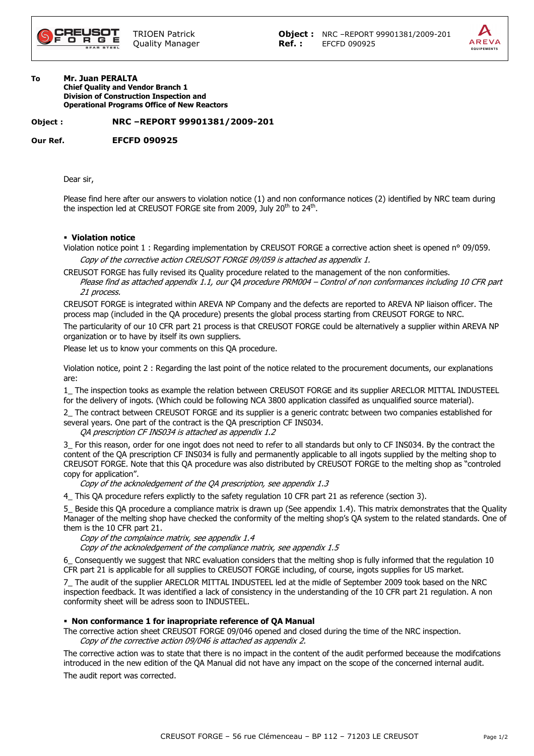CREUSOT FORGE

TRIOEN Patrick
Quality Manager

**Object :** NRC –REPORT 99901381/2009-201
**Ref. :** EFCFD 090925

AREVA EQUIPEMENTS

**To** **Mr. Juan PERALTA**
**Chief Quality and Vendor Branch 1**
**Division of Construction Inspection and**
**Operational Programs Office of New Reactors**

**Object :** **NRC –REPORT 99901381/2009-201**

**Our Ref.** **EFCFD 090925**

Dear sir,

Please find here after our answers to violation notice (1) and non conformance notices (2) identified by NRC team during the inspection led at CREUSOT FORGE site from 2009, July 20th to 24th.

- **Violation notice**

Violation notice point 1 : Regarding implementation by CREUSOT FORGE a corrective action sheet is opened n° 09/059.

*Copy of the corrective action CREUSOT FORGE 09/059 is attached as appendix 1.*

CREUSOT FORGE has fully revised its Quality procedure related to the management of the non conformities.

*Please find as attached appendix 1.1, our QA procedure PRM004 – Control of non conformances including 10 CFR part 21 process.*

CREUSOT FORGE is integrated within AREVA NP Company and the defects are reported to AREVA NP liaison officer. The process map (included in the QA procedure) presents the global process starting from CREUSOT FORGE to NRC.

The particularity of our 10 CFR part 21 process is that CREUSOT FORGE could be alternatively a supplier within AREVA NP organization or to have by itself its own suppliers.

Please let us to know your comments on this QA procedure.

Violation notice, point 2 : Regarding the last point of the notice related to the procurement documents, our explanations are:

1_ The inspection tooks as example the relation between CREUSOT FORGE and its supplier ARECLOR MITTAL INDUSTEEL for the delivery of ingots. (Which could be following NCA 3800 application classifed as unqualified source material).

2_ The contract between CREUSOT FORGE and its supplier is a generic contratc between two companies established for several years. One part of the contract is the QA prescription CF INS034.

*QA prescription CF INS034 is attached as appendix 1.2*

3_ For this reason, order for one ingot does not need to refer to all standards but only to CF INS034. By the contract the content of the QA prescription CF INS034 is fully and permanently applicable to all ingots supplied by the melting shop to CREUSOT FORGE. Note that this QA procedure was also distributed by CREUSOT FORGE to the melting shop as "controled copy for application".

*Copy of the acknoledgement of the QA prescription, see appendix 1.3*

4_ This QA procedure refers explictly to the safety regulation 10 CFR part 21 as reference (section 3).

5_ Beside this QA procedure a compliance matrix is drawn up (See appendix 1.4). This matrix demonstrates that the Quality Manager of the melting shop have checked the conformity of the melting shop's QA system to the related standards. One of them is the 10 CFR part 21.

*Copy of the complaince matrix, see appendix 1.4*
*Copy of the acknoledgement of the compliance matrix, see appendix 1.5*

6_ Consequently we suggest that NRC evaluation considers that the melting shop is fully informed that the regulation 10 CFR part 21 is applicable for all supplies to CREUSOT FORGE including, of course, ingots supplies for US market.

7_ The audit of the supplier ARECLOR MITTAL INDUSTEEL led at the midle of September 2009 took based on the NRC inspection feedback. It was identified a lack of consistency in the understanding of the 10 CFR part 21 regulation. A non conformity sheet will be adress soon to INDUSTEEL.

- **Non conformance 1 for inapropriate reference of QA Manual**

The corrective action sheet CREUSOT FORGE 09/046 opened and closed during the time of the NRC inspection.

*Copy of the corrective action 09/046 is attached as appendix 2.*

The corrective action was to state that there is no impact in the content of the audit performed beceause the modifcations introduced in the new edition of the QA Manual did not have any impact on the scope of the concerned internal audit.

The audit report was corrected.

CREUSOT FORGE – 56 rue Clémenceau – BP 112 – 71203 LE CREUSOT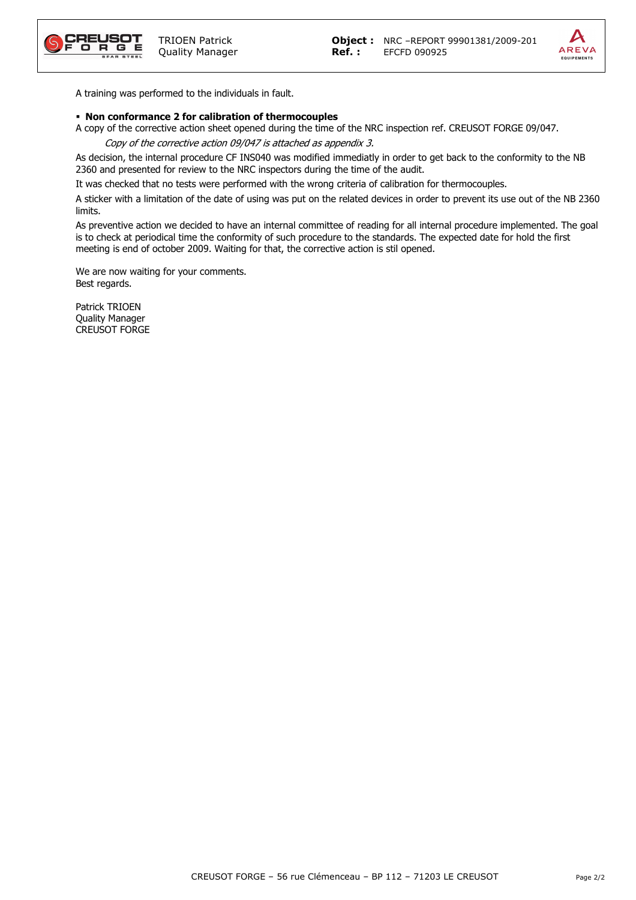A training was performed to the individuals in fault.

- **Non conformance 2 for calibration of thermocouples**

A copy of the corrective action sheet opened during the time of the NRC inspection ref. CREUSOT FORGE 09/047.

*Copy of the corrective action 09/047 is attached as appendix 3.*

As decision, the internal procedure CF INS040 was modified immediatly in order to get back to the conformity to the NB 2360 and presented for review to the NRC inspectors during the time of the audit.

It was checked that no tests were performed with the wrong criteria of calibration for thermocouples.

A sticker with a limitation of the date of using was put on the related devices in order to prevent its use out of the NB 2360 limits.

As preventive action we decided to have an internal committee of reading for all internal procedure implemented. The goal is to check at periodical time the conformity of such procedure to the standards. The expected date for hold the first meeting is end of october 2009. Waiting for that, the corrective action is stil opened.

We are now waiting for your comments.
Best regards.

Patrick TRIOEN
Quality Manager
CREUSOT FORGE